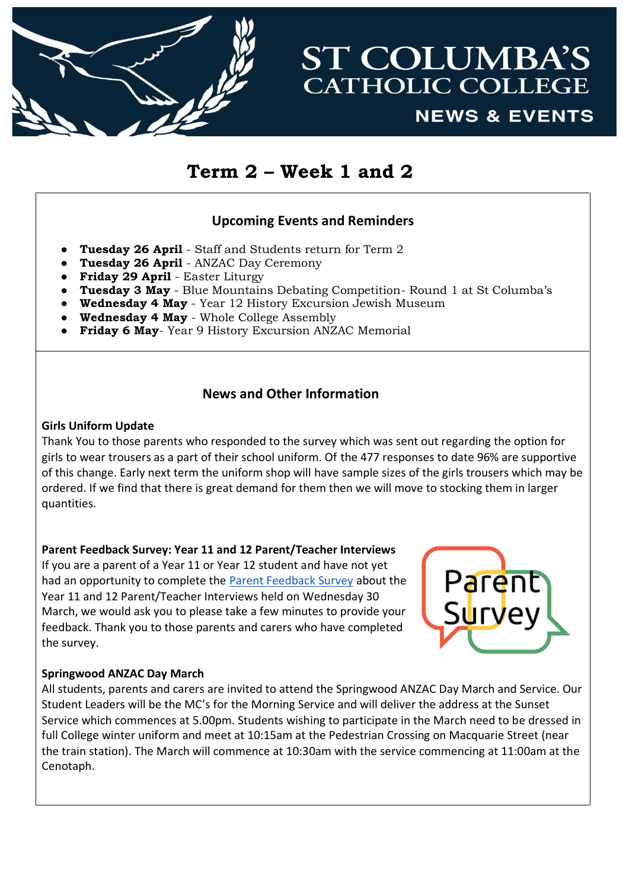# ST COLUMBA'S CATHOLIC COLLEGE

NEWS & EVENTS

## Term 2 – Week 1 and 2

### Upcoming Events and Reminders

- **Tuesday 26 April** - Staff and Students return for Term 2
- **Tuesday 26 April** - ANZAC Day Ceremony
- **Friday 29 April** - Easter Liturgy
- **Tuesday 3 May** - Blue Mountains Debating Competition- Round 1 at St Columba's
- **Wednesday 4 May** - Year 12 History Excursion Jewish Museum
- **Wednesday 4 May** - Whole College Assembly
- **Friday 6 May**- Year 9 History Excursion ANZAC Memorial

### News and Other Information

**Girls Uniform Update**

Thank You to those parents who responded to the survey which was sent out regarding the option for girls to wear trousers as a part of their school uniform. Of the 477 responses to date 96% are supportive of this change. Early next term the uniform shop will have sample sizes of the girls trousers which may be ordered. If we find that there is great demand for them then we will move to stocking them in larger quantities.

**Parent Feedback Survey: Year 11 and 12 Parent/Teacher Interviews**

If you are a parent of a Year 11 or Year 12 student and have not yet had an opportunity to complete the Parent Feedback Survey about the Year 11 and 12 Parent/Teacher Interviews held on Wednesday 30 March, we would ask you to please take a few minutes to provide your feedback. Thank you to those parents and carers who have completed the survey.

**Springwood ANZAC Day March**

All students, parents and carers are invited to attend the Springwood ANZAC Day March and Service. Our Student Leaders will be the MC's for the Morning Service and will deliver the address at the Sunset Service which commences at 5.00pm. Students wishing to participate in the March need to be dressed in full College winter uniform and meet at 10:15am at the Pedestrian Crossing on Macquarie Street (near the train station). The March will commence at 10:30am with the service commencing at 11:00am at the Cenotaph.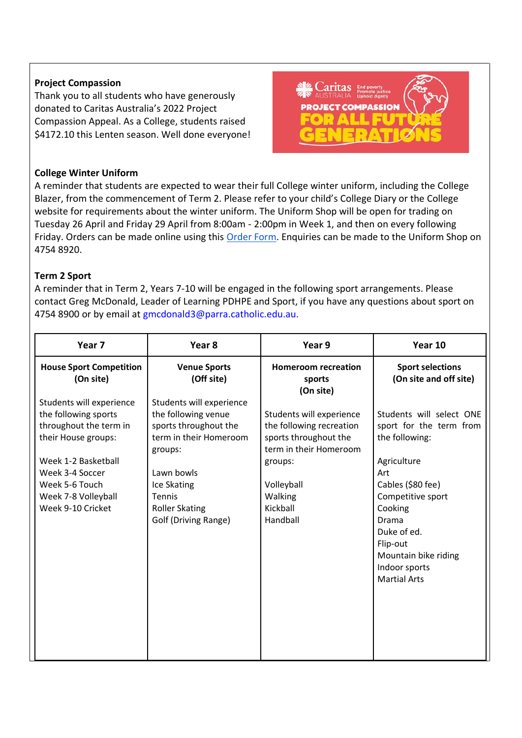**Project Compassion**

Thank you to all students who have generously donated to Caritas Australia's 2022 Project Compassion Appeal. As a College, students raised $4172.10 this Lenten season. Well done everyone!

**College Winter Uniform**

A reminder that students are expected to wear their full College winter uniform, including the College Blazer, from the commencement of Term 2. Please refer to your child's College Diary or the College website for requirements about the winter uniform. The Uniform Shop will be open for trading on Tuesday 26 April and Friday 29 April from 8:00am - 2:00pm in Week 1, and then on every following Friday. Orders can be made online using this Order Form. Enquiries can be made to the Uniform Shop on 4754 8920.

**Term 2 Sport**

A reminder that in Term 2, Years 7-10 will be engaged in the following sport arrangements. Please contact Greg McDonald, Leader of Learning PDHPE and Sport, if you have any questions about sport on 4754 8900 or by email at gmcdonald3@parra.catholic.edu.au.

| Year 7 | Year 8 | Year 9 | Year 10 |
|---|---|---|---|
| **House Sport Competition (On site)**<br><br>Students will experience the following sports throughout the term in their House groups:<br><br>Week 1-2 Basketball<br>Week 3-4 Soccer<br>Week 5-6 Touch<br>Week 7-8 Volleyball<br>Week 9-10 Cricket | **Venue Sports (Off site)**<br><br>Students will experience the following venue sports throughout the term in their Homeroom groups:<br><br>Lawn bowls<br>Ice Skating<br>Tennis<br>Roller Skating<br>Golf (Driving Range) | **Homeroom recreation sports (On site)**<br><br>Students will experience the following recreation sports throughout the term in their Homeroom groups:<br><br>Volleyball<br>Walking<br>Kickball<br>Handball | **Sport selections (On site and off site)**<br><br>Students will select ONE sport for the term from the following:<br><br>Agriculture<br>Art<br>Cables ($80 fee)<br>Competitive sport<br>Cooking<br>Drama<br>Duke of ed.<br>Flip-out<br>Mountain bike riding<br>Indoor sports<br>Martial Arts |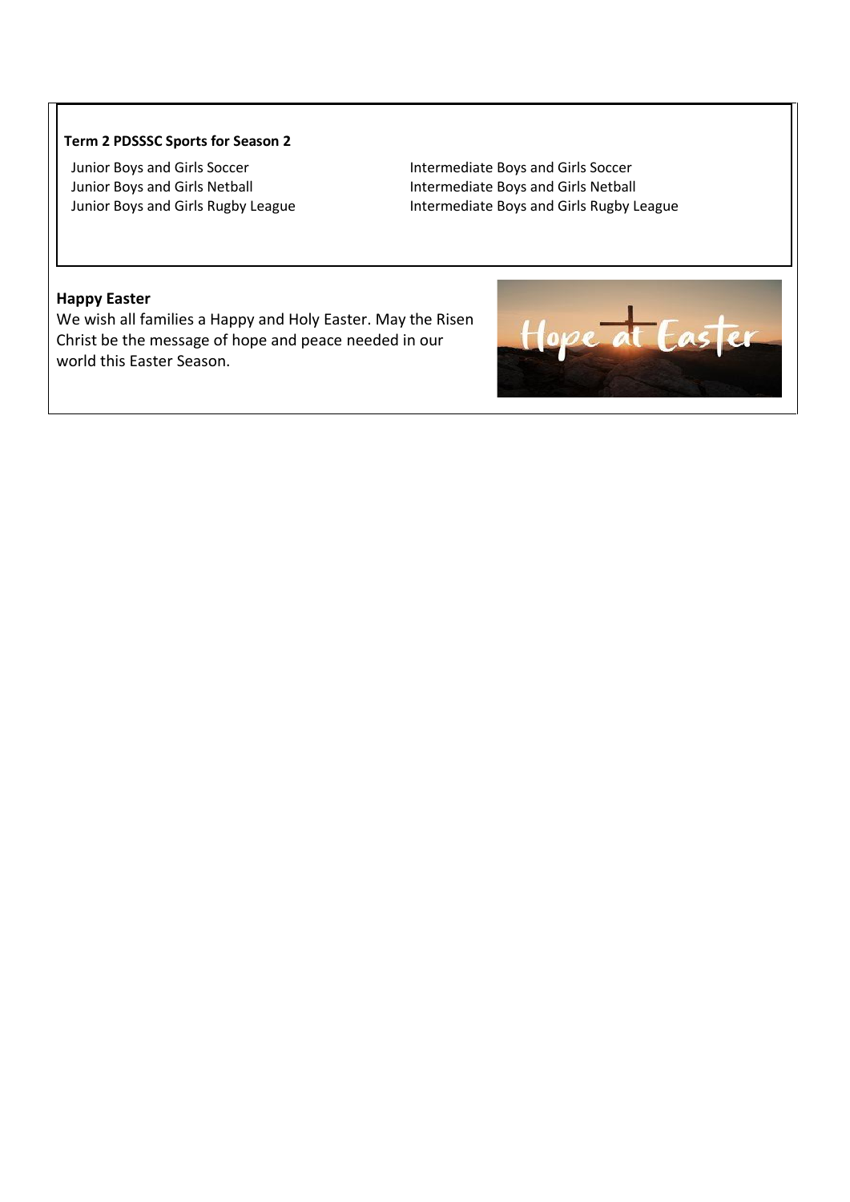**Term 2 PDSSSC Sports for Season 2**

- Junior Boys and Girls Soccer
- Junior Boys and Girls Netball
- Junior Boys and Girls Rugby League
- Intermediate Boys and Girls Soccer
- Intermediate Boys and Girls Netball
- Intermediate Boys and Girls Rugby League

**Happy Easter**

We wish all families a Happy and Holy Easter. May the Risen Christ be the message of hope and peace needed in our world this Easter Season.